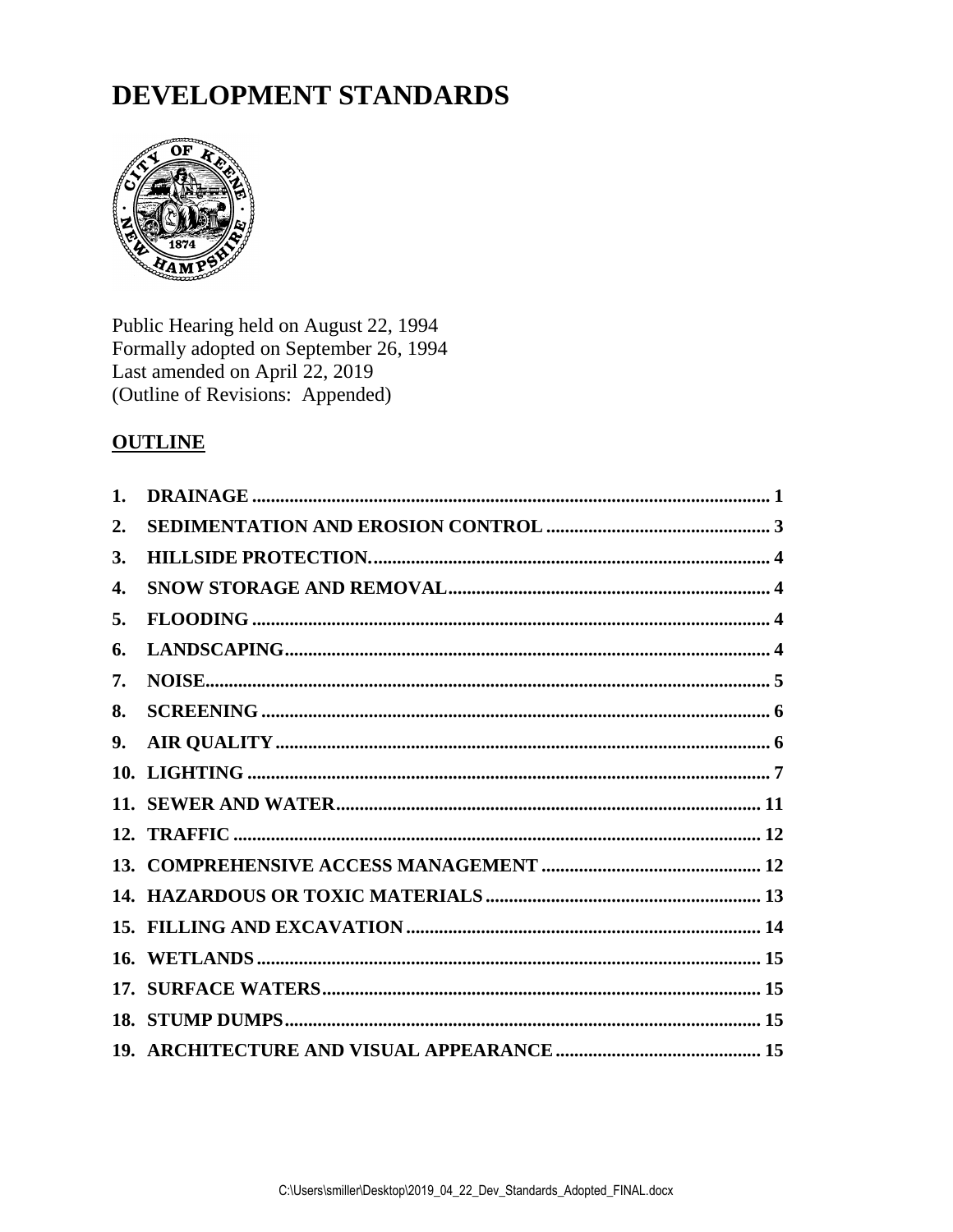# DEVELOPMENT STANDARDS

Public Hearing held on August 22, 1994
Formally adopted on September 26, 1994
Last amended on April 22, 2019
(Outline of Revisions: Appended)

## OUTLINE

| | | |
|---|---|---|
| **1.** | **DRAINAGE** | **1** |
| **2.** | **SEDIMENTATION AND EROSION CONTROL** | **3** |
| **3.** | **HILLSIDE PROTECTION.** | **4** |
| **4.** | **SNOW STORAGE AND REMOVAL** | **4** |
| **5.** | **FLOODING** | **4** |
| **6.** | **LANDSCAPING** | **4** |
| **7.** | **NOISE** | **5** |
| **8.** | **SCREENING** | **6** |
| **9.** | **AIR QUALITY** | **6** |
| **10.** | **LIGHTING** | **7** |
| **11.** | **SEWER AND WATER** | **11** |
| **12.** | **TRAFFIC** | **12** |
| **13.** | **COMPREHENSIVE ACCESS MANAGEMENT** | **12** |
| **14.** | **HAZARDOUS OR TOXIC MATERIALS** | **13** |
| **15.** | **FILLING AND EXCAVATION** | **14** |
| **16.** | **WETLANDS** | **15** |
| **17.** | **SURFACE WATERS** | **15** |
| **18.** | **STUMP DUMPS** | **15** |
| **19.** | **ARCHITECTURE AND VISUAL APPEARANCE** | **15** |

C:\Users\smiller\Desktop\2019_04_22_Dev_Standards_Adopted_FINAL.docx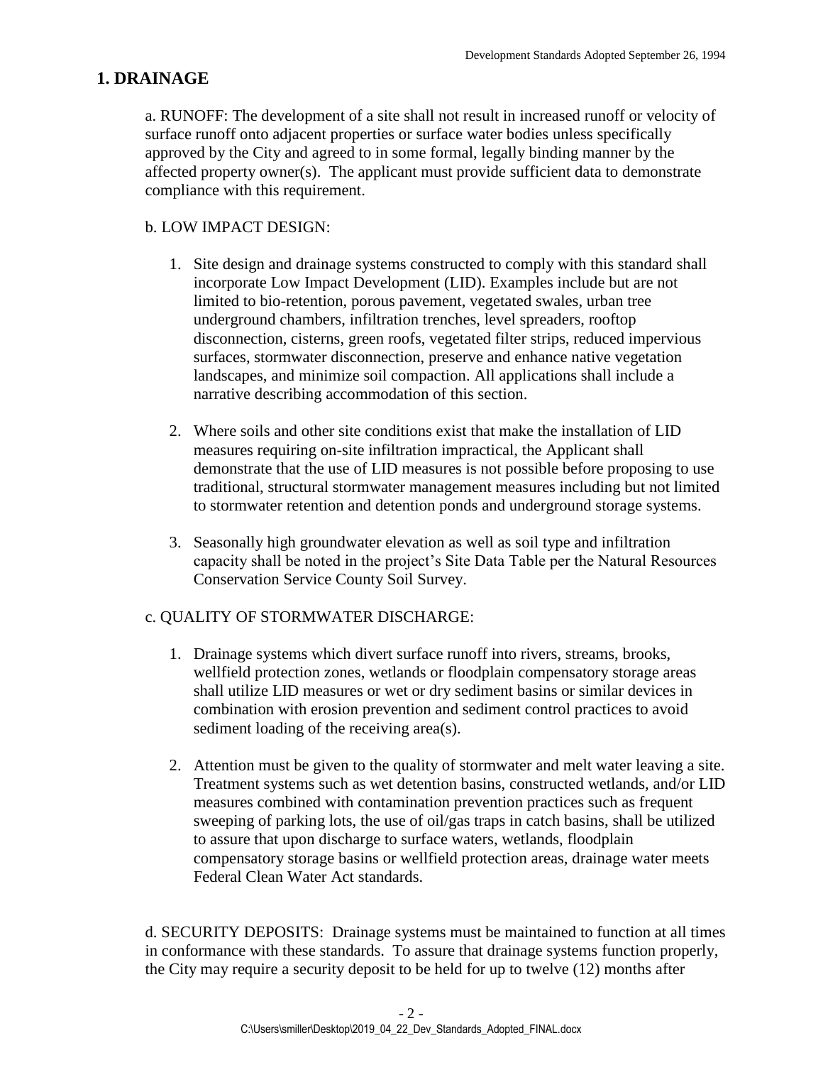# 1. DRAINAGE

a. RUNOFF: The development of a site shall not result in increased runoff or velocity of surface runoff onto adjacent properties or surface water bodies unless specifically approved by the City and agreed to in some formal, legally binding manner by the affected property owner(s). The applicant must provide sufficient data to demonstrate compliance with this requirement.

b. LOW IMPACT DESIGN:

1. Site design and drainage systems constructed to comply with this standard shall incorporate Low Impact Development (LID). Examples include but are not limited to bio-retention, porous pavement, vegetated swales, urban tree underground chambers, infiltration trenches, level spreaders, rooftop disconnection, cisterns, green roofs, vegetated filter strips, reduced impervious surfaces, stormwater disconnection, preserve and enhance native vegetation landscapes, and minimize soil compaction. All applications shall include a narrative describing accommodation of this section.

2. Where soils and other site conditions exist that make the installation of LID measures requiring on-site infiltration impractical, the Applicant shall demonstrate that the use of LID measures is not possible before proposing to use traditional, structural stormwater management measures including but not limited to stormwater retention and detention ponds and underground storage systems.

3. Seasonally high groundwater elevation as well as soil type and infiltration capacity shall be noted in the project's Site Data Table per the Natural Resources Conservation Service County Soil Survey.

c. QUALITY OF STORMWATER DISCHARGE:

1. Drainage systems which divert surface runoff into rivers, streams, brooks, wellfield protection zones, wetlands or floodplain compensatory storage areas shall utilize LID measures or wet or dry sediment basins or similar devices in combination with erosion prevention and sediment control practices to avoid sediment loading of the receiving area(s).

2. Attention must be given to the quality of stormwater and melt water leaving a site. Treatment systems such as wet detention basins, constructed wetlands, and/or LID measures combined with contamination prevention practices such as frequent sweeping of parking lots, the use of oil/gas traps in catch basins, shall be utilized to assure that upon discharge to surface waters, wetlands, floodplain compensatory storage basins or wellfield protection areas, drainage water meets Federal Clean Water Act standards.

d. SECURITY DEPOSITS: Drainage systems must be maintained to function at all times in conformance with these standards. To assure that drainage systems function properly, the City may require a security deposit to be held for up to twelve (12) months after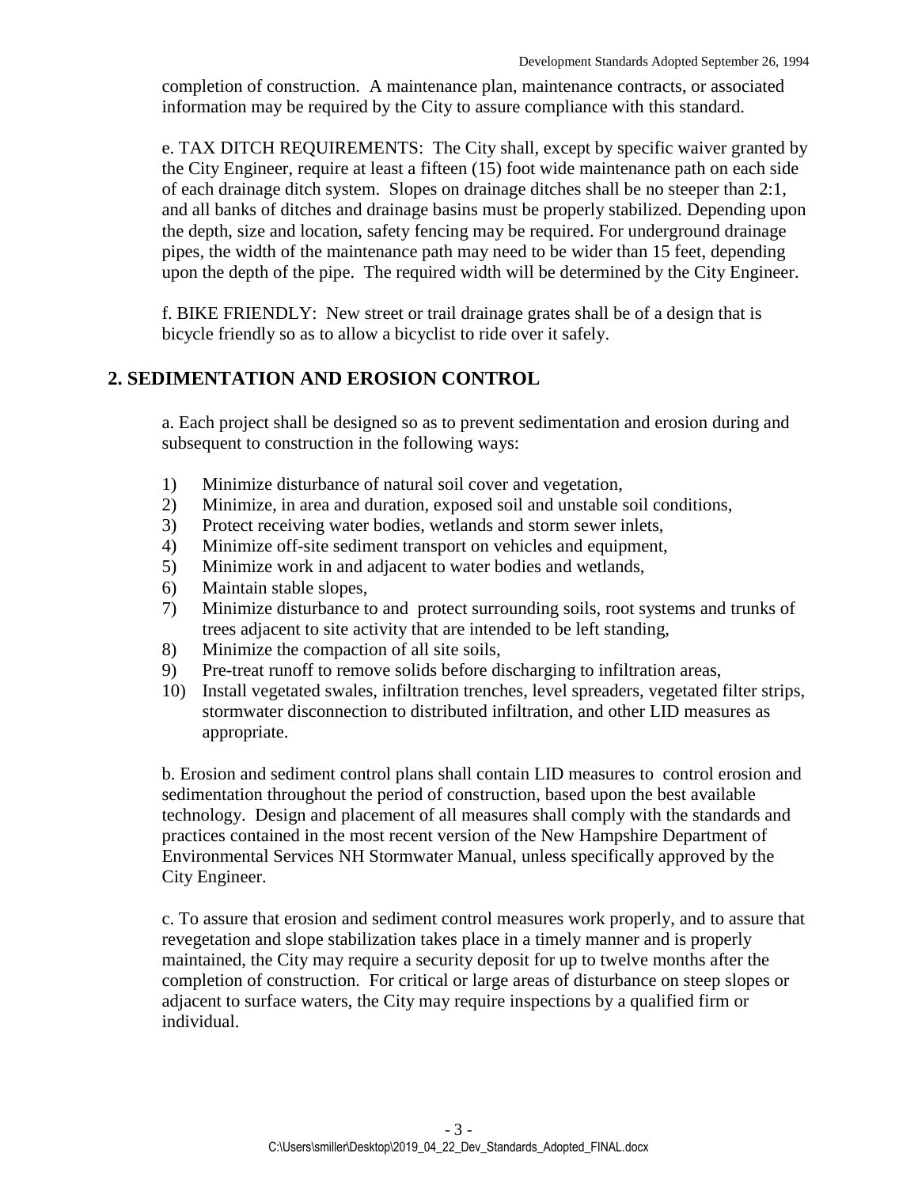completion of construction. A maintenance plan, maintenance contracts, or associated information may be required by the City to assure compliance with this standard.

e. TAX DITCH REQUIREMENTS: The City shall, except by specific waiver granted by the City Engineer, require at least a fifteen (15) foot wide maintenance path on each side of each drainage ditch system. Slopes on drainage ditches shall be no steeper than 2:1, and all banks of ditches and drainage basins must be properly stabilized. Depending upon the depth, size and location, safety fencing may be required. For underground drainage pipes, the width of the maintenance path may need to be wider than 15 feet, depending upon the depth of the pipe. The required width will be determined by the City Engineer.

f. BIKE FRIENDLY: New street or trail drainage grates shall be of a design that is bicycle friendly so as to allow a bicyclist to ride over it safely.

## 2. SEDIMENTATION AND EROSION CONTROL

a. Each project shall be designed so as to prevent sedimentation and erosion during and subsequent to construction in the following ways:

1) Minimize disturbance of natural soil cover and vegetation,
2) Minimize, in area and duration, exposed soil and unstable soil conditions,
3) Protect receiving water bodies, wetlands and storm sewer inlets,
4) Minimize off-site sediment transport on vehicles and equipment,
5) Minimize work in and adjacent to water bodies and wetlands,
6) Maintain stable slopes,
7) Minimize disturbance to and protect surrounding soils, root systems and trunks of trees adjacent to site activity that are intended to be left standing,
8) Minimize the compaction of all site soils,
9) Pre-treat runoff to remove solids before discharging to infiltration areas,
10) Install vegetated swales, infiltration trenches, level spreaders, vegetated filter strips, stormwater disconnection to distributed infiltration, and other LID measures as appropriate.

b. Erosion and sediment control plans shall contain LID measures to control erosion and sedimentation throughout the period of construction, based upon the best available technology. Design and placement of all measures shall comply with the standards and practices contained in the most recent version of the New Hampshire Department of Environmental Services NH Stormwater Manual, unless specifically approved by the City Engineer.

c. To assure that erosion and sediment control measures work properly, and to assure that revegetation and slope stabilization takes place in a timely manner and is properly maintained, the City may require a security deposit for up to twelve months after the completion of construction. For critical or large areas of disturbance on steep slopes or adjacent to surface waters, the City may require inspections by a qualified firm or individual.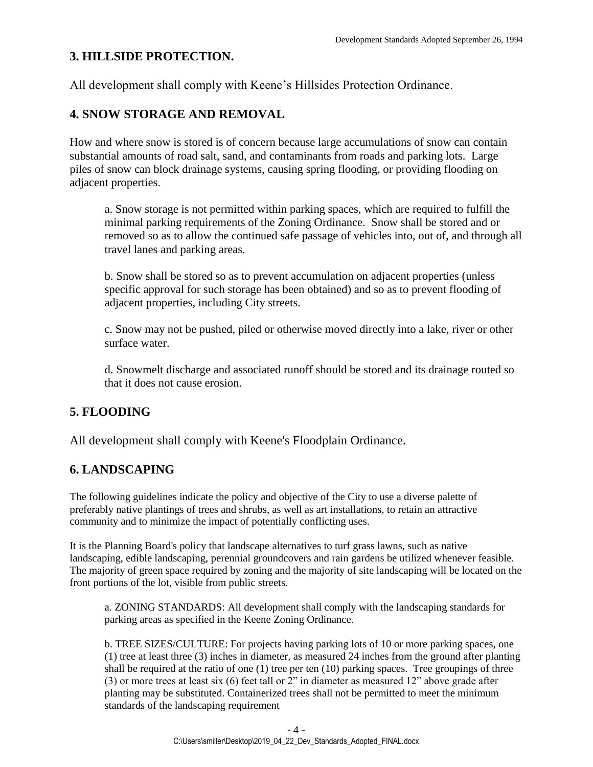## 3. HILLSIDE PROTECTION.

All development shall comply with Keene's Hillsides Protection Ordinance.

## 4. SNOW STORAGE AND REMOVAL

How and where snow is stored is of concern because large accumulations of snow can contain substantial amounts of road salt, sand, and contaminants from roads and parking lots. Large piles of snow can block drainage systems, causing spring flooding, or providing flooding on adjacent properties.

a. Snow storage is not permitted within parking spaces, which are required to fulfill the minimal parking requirements of the Zoning Ordinance. Snow shall be stored and or removed so as to allow the continued safe passage of vehicles into, out of, and through all travel lanes and parking areas.

b. Snow shall be stored so as to prevent accumulation on adjacent properties (unless specific approval for such storage has been obtained) and so as to prevent flooding of adjacent properties, including City streets.

c. Snow may not be pushed, piled or otherwise moved directly into a lake, river or other surface water.

d. Snowmelt discharge and associated runoff should be stored and its drainage routed so that it does not cause erosion.

## 5. FLOODING

All development shall comply with Keene's Floodplain Ordinance.

## 6. LANDSCAPING

The following guidelines indicate the policy and objective of the City to use a diverse palette of preferably native plantings of trees and shrubs, as well as art installations, to retain an attractive community and to minimize the impact of potentially conflicting uses.

It is the Planning Board's policy that landscape alternatives to turf grass lawns, such as native landscaping, edible landscaping, perennial groundcovers and rain gardens be utilized whenever feasible. The majority of green space required by zoning and the majority of site landscaping will be located on the front portions of the lot, visible from public streets.

a. ZONING STANDARDS: All development shall comply with the landscaping standards for parking areas as specified in the Keene Zoning Ordinance.

b. TREE SIZES/CULTURE: For projects having parking lots of 10 or more parking spaces, one (1) tree at least three (3) inches in diameter, as measured 24 inches from the ground after planting shall be required at the ratio of one (1) tree per ten (10) parking spaces. Tree groupings of three (3) or more trees at least six (6) feet tall or 2" in diameter as measured 12" above grade after planting may be substituted. Containerized trees shall not be permitted to meet the minimum standards of the landscaping requirement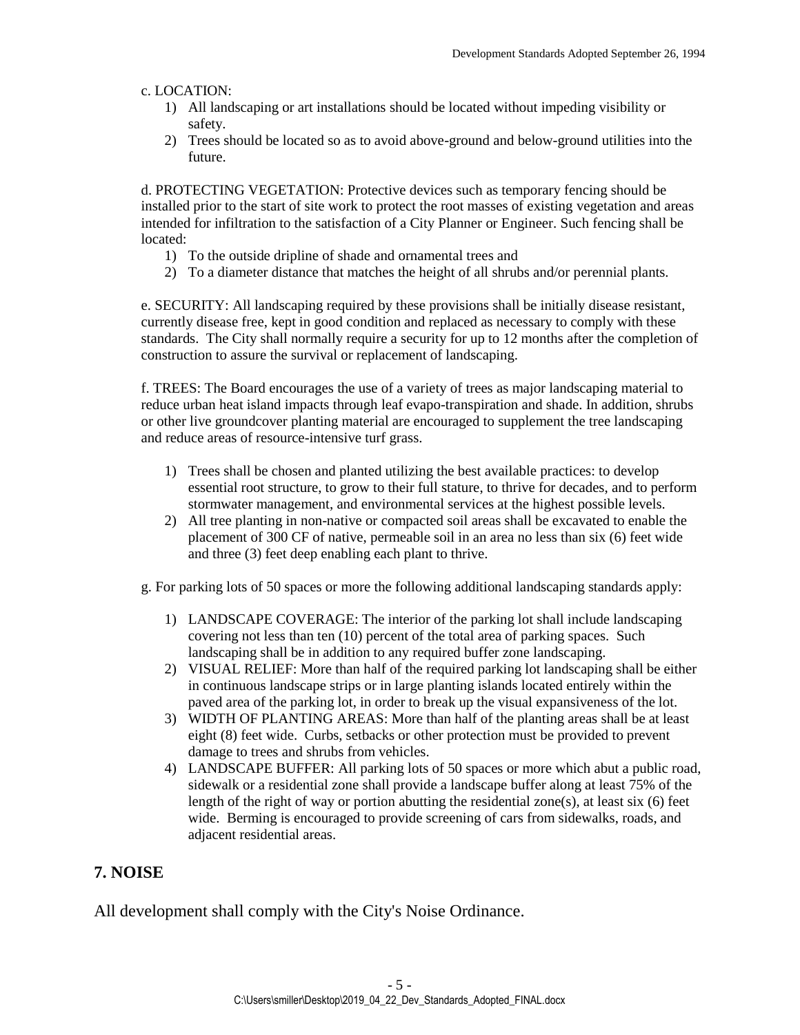c. LOCATION:

1) All landscaping or art installations should be located without impeding visibility or safety.
2) Trees should be located so as to avoid above-ground and below-ground utilities into the future.

d. PROTECTING VEGETATION: Protective devices such as temporary fencing should be installed prior to the start of site work to protect the root masses of existing vegetation and areas intended for infiltration to the satisfaction of a City Planner or Engineer. Such fencing shall be located:

1) To the outside dripline of shade and ornamental trees and
2) To a diameter distance that matches the height of all shrubs and/or perennial plants.

e. SECURITY: All landscaping required by these provisions shall be initially disease resistant, currently disease free, kept in good condition and replaced as necessary to comply with these standards. The City shall normally require a security for up to 12 months after the completion of construction to assure the survival or replacement of landscaping.

f. TREES: The Board encourages the use of a variety of trees as major landscaping material to reduce urban heat island impacts through leaf evapo-transpiration and shade. In addition, shrubs or other live groundcover planting material are encouraged to supplement the tree landscaping and reduce areas of resource-intensive turf grass.

1) Trees shall be chosen and planted utilizing the best available practices: to develop essential root structure, to grow to their full stature, to thrive for decades, and to perform stormwater management, and environmental services at the highest possible levels.
2) All tree planting in non-native or compacted soil areas shall be excavated to enable the placement of 300 CF of native, permeable soil in an area no less than six (6) feet wide and three (3) feet deep enabling each plant to thrive.

g. For parking lots of 50 spaces or more the following additional landscaping standards apply:

1) LANDSCAPE COVERAGE: The interior of the parking lot shall include landscaping covering not less than ten (10) percent of the total area of parking spaces. Such landscaping shall be in addition to any required buffer zone landscaping.
2) VISUAL RELIEF: More than half of the required parking lot landscaping shall be either in continuous landscape strips or in large planting islands located entirely within the paved area of the parking lot, in order to break up the visual expansiveness of the lot.
3) WIDTH OF PLANTING AREAS: More than half of the planting areas shall be at least eight (8) feet wide. Curbs, setbacks or other protection must be provided to prevent damage to trees and shrubs from vehicles.
4) LANDSCAPE BUFFER: All parking lots of 50 spaces or more which abut a public road, sidewalk or a residential zone shall provide a landscape buffer along at least 75% of the length of the right of way or portion abutting the residential zone(s), at least six (6) feet wide. Berming is encouraged to provide screening of cars from sidewalks, roads, and adjacent residential areas.

## 7. NOISE

All development shall comply with the City's Noise Ordinance.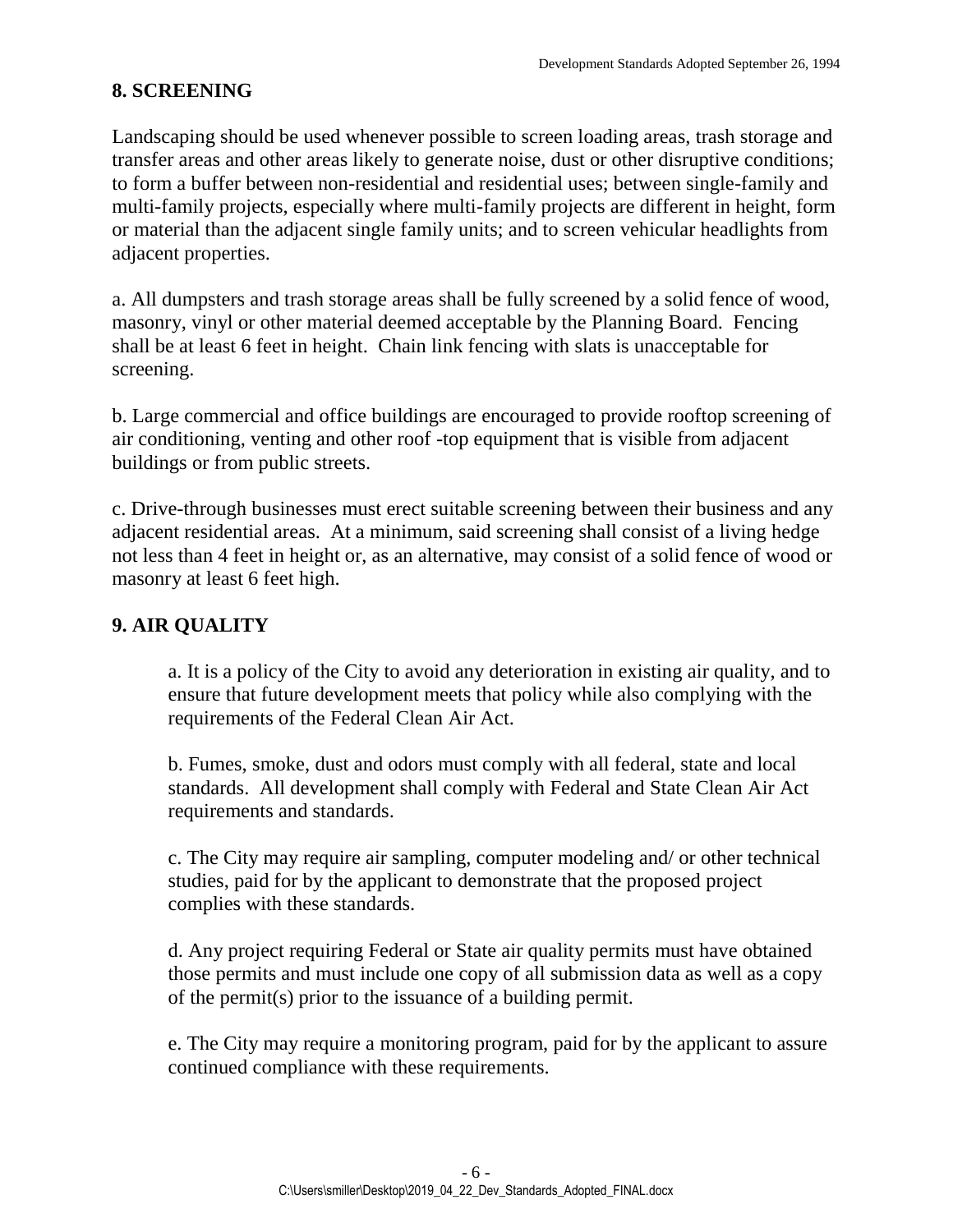## 8. SCREENING

Landscaping should be used whenever possible to screen loading areas, trash storage and transfer areas and other areas likely to generate noise, dust or other disruptive conditions; to form a buffer between non-residential and residential uses; between single-family and multi-family projects, especially where multi-family projects are different in height, form or material than the adjacent single family units; and to screen vehicular headlights from adjacent properties.

a. All dumpsters and trash storage areas shall be fully screened by a solid fence of wood, masonry, vinyl or other material deemed acceptable by the Planning Board. Fencing shall be at least 6 feet in height. Chain link fencing with slats is unacceptable for screening.

b. Large commercial and office buildings are encouraged to provide rooftop screening of air conditioning, venting and other roof -top equipment that is visible from adjacent buildings or from public streets.

c. Drive-through businesses must erect suitable screening between their business and any adjacent residential areas. At a minimum, said screening shall consist of a living hedge not less than 4 feet in height or, as an alternative, may consist of a solid fence of wood or masonry at least 6 feet high.

## 9. AIR QUALITY

a. It is a policy of the City to avoid any deterioration in existing air quality, and to ensure that future development meets that policy while also complying with the requirements of the Federal Clean Air Act.

b. Fumes, smoke, dust and odors must comply with all federal, state and local standards. All development shall comply with Federal and State Clean Air Act requirements and standards.

c. The City may require air sampling, computer modeling and/ or other technical studies, paid for by the applicant to demonstrate that the proposed project complies with these standards.

d. Any project requiring Federal or State air quality permits must have obtained those permits and must include one copy of all submission data as well as a copy of the permit(s) prior to the issuance of a building permit.

e. The City may require a monitoring program, paid for by the applicant to assure continued compliance with these requirements.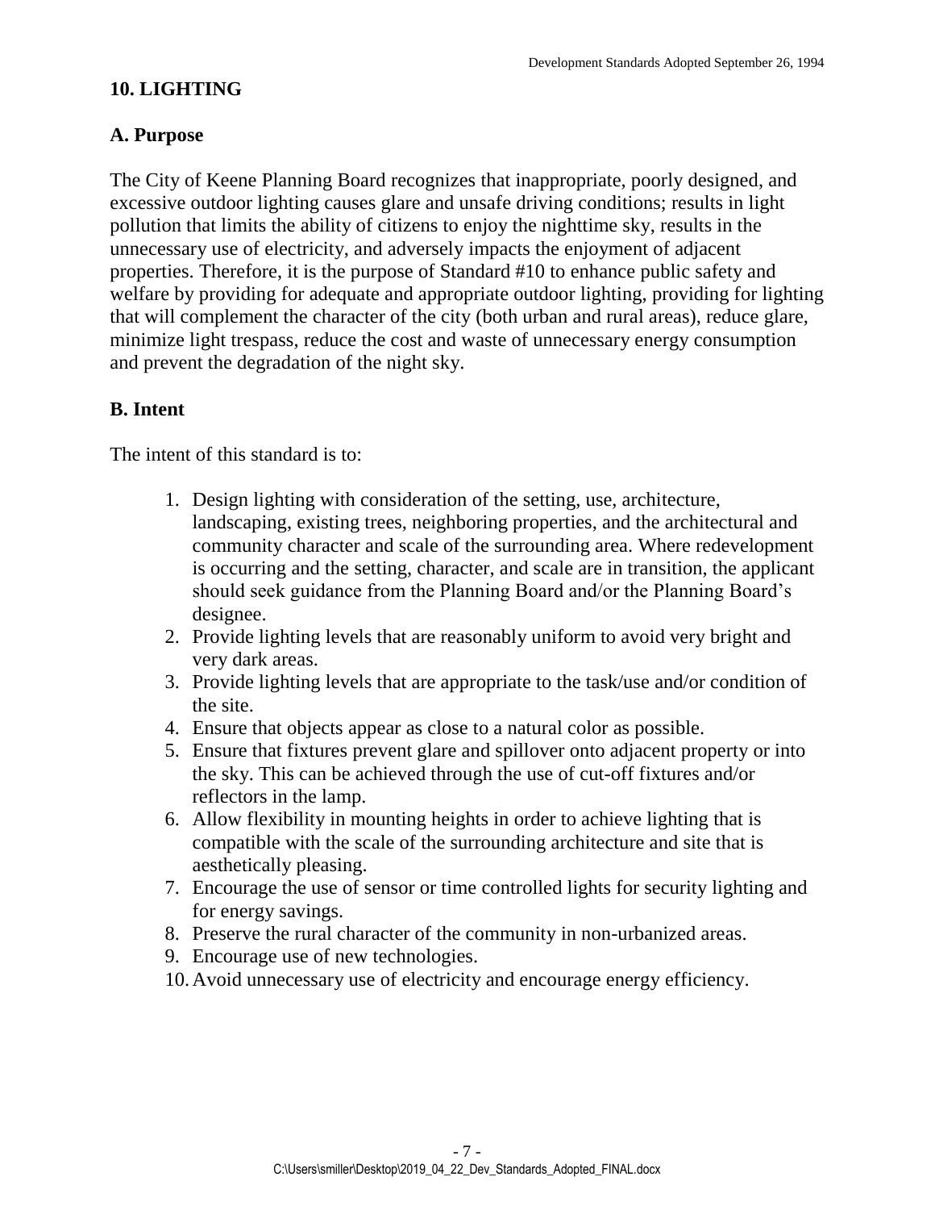## 10. LIGHTING

### A. Purpose

The City of Keene Planning Board recognizes that inappropriate, poorly designed, and excessive outdoor lighting causes glare and unsafe driving conditions; results in light pollution that limits the ability of citizens to enjoy the nighttime sky, results in the unnecessary use of electricity, and adversely impacts the enjoyment of adjacent properties. Therefore, it is the purpose of Standard #10 to enhance public safety and welfare by providing for adequate and appropriate outdoor lighting, providing for lighting that will complement the character of the city (both urban and rural areas), reduce glare, minimize light trespass, reduce the cost and waste of unnecessary energy consumption and prevent the degradation of the night sky.

### B. Intent

The intent of this standard is to:

1. Design lighting with consideration of the setting, use, architecture, landscaping, existing trees, neighboring properties, and the architectural and community character and scale of the surrounding area. Where redevelopment is occurring and the setting, character, and scale are in transition, the applicant should seek guidance from the Planning Board and/or the Planning Board's designee.
2. Provide lighting levels that are reasonably uniform to avoid very bright and very dark areas.
3. Provide lighting levels that are appropriate to the task/use and/or condition of the site.
4. Ensure that objects appear as close to a natural color as possible.
5. Ensure that fixtures prevent glare and spillover onto adjacent property or into the sky. This can be achieved through the use of cut-off fixtures and/or reflectors in the lamp.
6. Allow flexibility in mounting heights in order to achieve lighting that is compatible with the scale of the surrounding architecture and site that is aesthetically pleasing.
7. Encourage the use of sensor or time controlled lights for security lighting and for energy savings.
8. Preserve the rural character of the community in non-urbanized areas.
9. Encourage use of new technologies.
10. Avoid unnecessary use of electricity and encourage energy efficiency.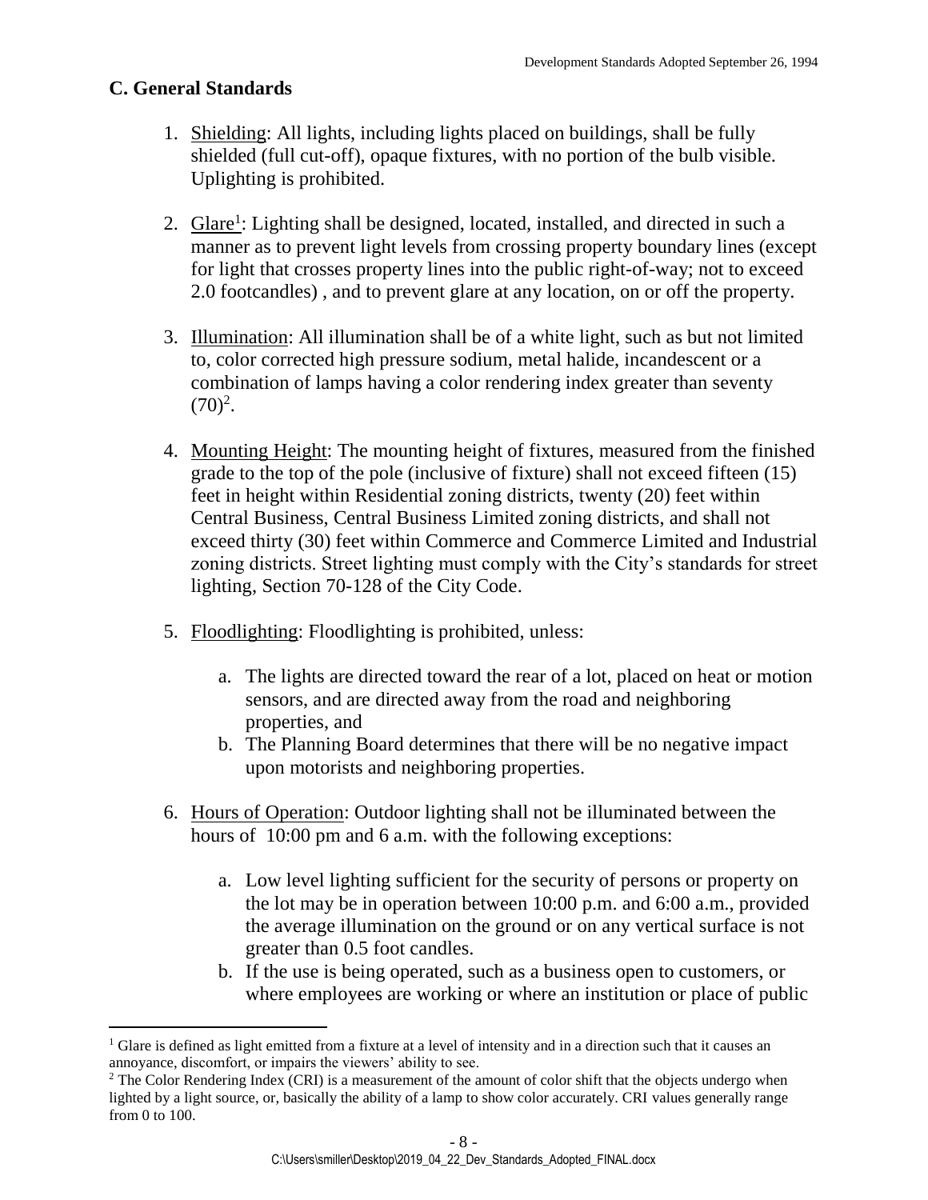## C. General Standards

1. Shielding: All lights, including lights placed on buildings, shall be fully shielded (full cut-off), opaque fixtures, with no portion of the bulb visible. Uplighting is prohibited.

2. Glare[1]: Lighting shall be designed, located, installed, and directed in such a manner as to prevent light levels from crossing property boundary lines (except for light that crosses property lines into the public right-of-way; not to exceed 2.0 footcandles) , and to prevent glare at any location, on or off the property.

3. Illumination: All illumination shall be of a white light, such as but not limited to, color corrected high pressure sodium, metal halide, incandescent or a combination of lamps having a color rendering index greater than seventy (70)[2].

4. Mounting Height: The mounting height of fixtures, measured from the finished grade to the top of the pole (inclusive of fixture) shall not exceed fifteen (15) feet in height within Residential zoning districts, twenty (20) feet within Central Business, Central Business Limited zoning districts, and shall not exceed thirty (30) feet within Commerce and Commerce Limited and Industrial zoning districts. Street lighting must comply with the City's standards for street lighting, Section 70-128 of the City Code.

5. Floodlighting: Floodlighting is prohibited, unless:

   a. The lights are directed toward the rear of a lot, placed on heat or motion sensors, and are directed away from the road and neighboring properties, and
   b. The Planning Board determines that there will be no negative impact upon motorists and neighboring properties.

6. Hours of Operation: Outdoor lighting shall not be illuminated between the hours of 10:00 pm and 6 a.m. with the following exceptions:

   a. Low level lighting sufficient for the security of persons or property on the lot may be in operation between 10:00 p.m. and 6:00 a.m., provided the average illumination on the ground or on any vertical surface is not greater than 0.5 foot candles.
   b. If the use is being operated, such as a business open to customers, or where employees are working or where an institution or place of public

---

[1] Glare is defined as light emitted from a fixture at a level of intensity and in a direction such that it causes an annoyance, discomfort, or impairs the viewers' ability to see.

[2] The Color Rendering Index (CRI) is a measurement of the amount of color shift that the objects undergo when lighted by a light source, or, basically the ability of a lamp to show color accurately. CRI values generally range from 0 to 100.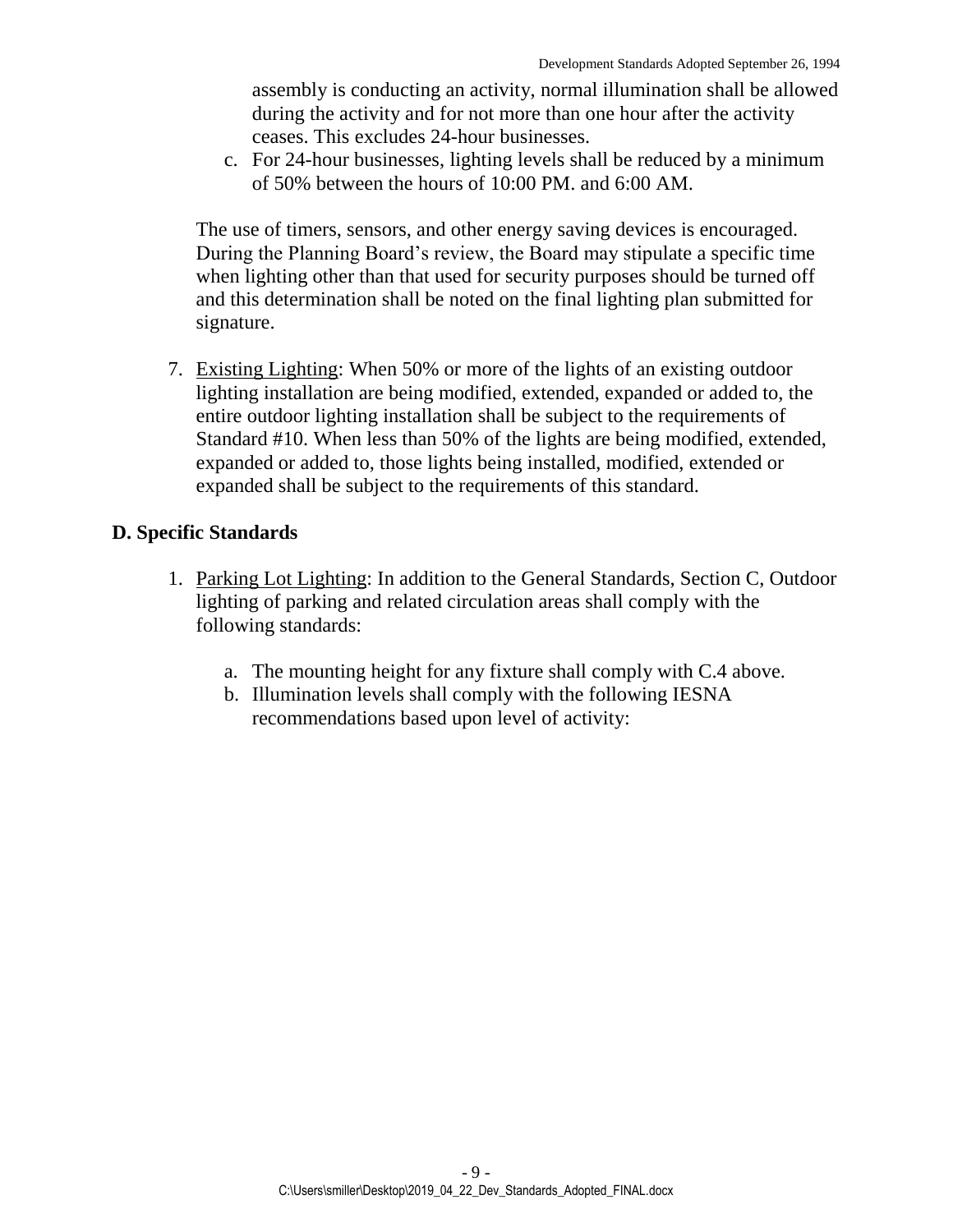assembly is conducting an activity, normal illumination shall be allowed during the activity and for not more than one hour after the activity ceases. This excludes 24-hour businesses.

c. For 24-hour businesses, lighting levels shall be reduced by a minimum of 50% between the hours of 10:00 PM. and 6:00 AM.

The use of timers, sensors, and other energy saving devices is encouraged. During the Planning Board's review, the Board may stipulate a specific time when lighting other than that used for security purposes should be turned off and this determination shall be noted on the final lighting plan submitted for signature.

7. Existing Lighting: When 50% or more of the lights of an existing outdoor lighting installation are being modified, extended, expanded or added to, the entire outdoor lighting installation shall be subject to the requirements of Standard #10. When less than 50% of the lights are being modified, extended, expanded or added to, those lights being installed, modified, extended or expanded shall be subject to the requirements of this standard.

## D. Specific Standards

1. Parking Lot Lighting: In addition to the General Standards, Section C, Outdoor lighting of parking and related circulation areas shall comply with the following standards:

    a. The mounting height for any fixture shall comply with C.4 above.
    b. Illumination levels shall comply with the following IESNA recommendations based upon level of activity: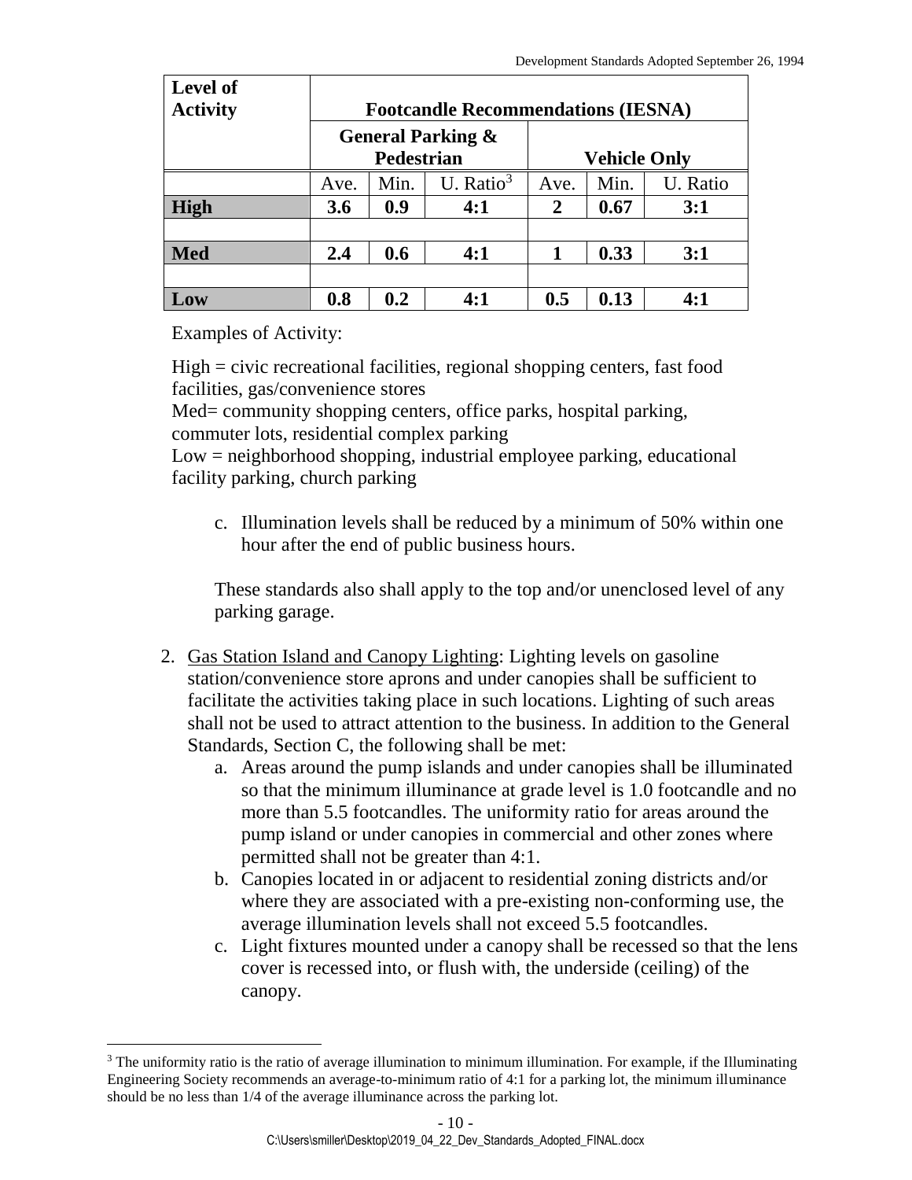| Level of Activity | Footcandle Recommendations (IESNA) | | | | | |
|---|---|---|---|---|---|---|
| | General Parking & Pedestrian | | | Vehicle Only | | |
| | Ave. | Min. | U. Ratio[3] | Ave. | Min. | U. Ratio |
| **High** | **3.6** | **0.9** | **4:1** | **2** | **0.67** | **3:1** |
| | | | | | | |
| **Med** | **2.4** | **0.6** | **4:1** | **1** | **0.33** | **3:1** |
| | | | | | | |
| **Low** | **0.8** | **0.2** | **4:1** | **0.5** | **0.13** | **4:1** |

Examples of Activity:

High = civic recreational facilities, regional shopping centers, fast food facilities, gas/convenience stores
Med= community shopping centers, office parks, hospital parking, commuter lots, residential complex parking
Low = neighborhood shopping, industrial employee parking, educational facility parking, church parking

c. Illumination levels shall be reduced by a minimum of 50% within one hour after the end of public business hours.

These standards also shall apply to the top and/or unenclosed level of any parking garage.

2. Gas Station Island and Canopy Lighting: Lighting levels on gasoline station/convenience store aprons and under canopies shall be sufficient to facilitate the activities taking place in such locations. Lighting of such areas shall not be used to attract attention to the business. In addition to the General Standards, Section C, the following shall be met:
   a. Areas around the pump islands and under canopies shall be illuminated so that the minimum illuminance at grade level is 1.0 footcandle and no more than 5.5 footcandles. The uniformity ratio for areas around the pump island or under canopies in commercial and other zones where permitted shall not be greater than 4:1.
   b. Canopies located in or adjacent to residential zoning districts and/or where they are associated with a pre-existing non-conforming use, the average illumination levels shall not exceed 5.5 footcandles.
   c. Light fixtures mounted under a canopy shall be recessed so that the lens cover is recessed into, or flush with, the underside (ceiling) of the canopy.

[3] The uniformity ratio is the ratio of average illumination to minimum illumination. For example, if the Illuminating Engineering Society recommends an average-to-minimum ratio of 4:1 for a parking lot, the minimum illuminance should be no less than 1/4 of the average illuminance across the parking lot.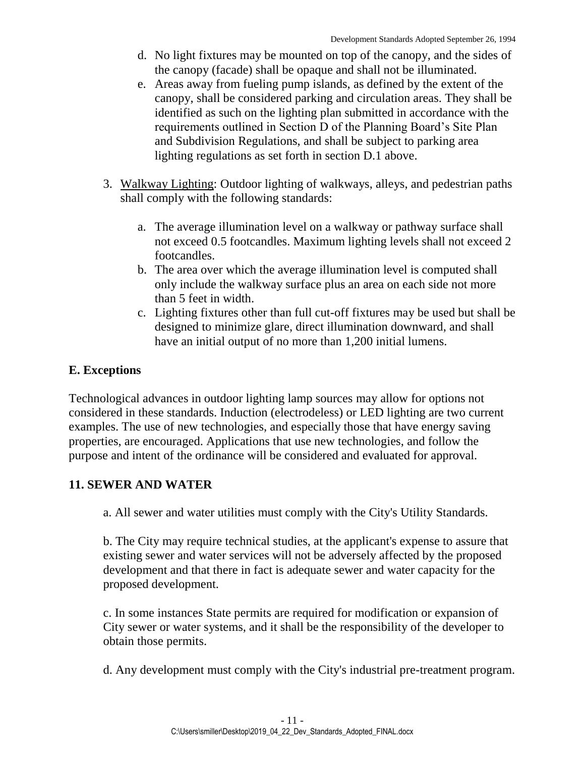d. No light fixtures may be mounted on top of the canopy, and the sides of the canopy (facade) shall be opaque and shall not be illuminated.

e. Areas away from fueling pump islands, as defined by the extent of the canopy, shall be considered parking and circulation areas. They shall be identified as such on the lighting plan submitted in accordance with the requirements outlined in Section D of the Planning Board's Site Plan and Subdivision Regulations, and shall be subject to parking area lighting regulations as set forth in section D.1 above.

3. Walkway Lighting: Outdoor lighting of walkways, alleys, and pedestrian paths shall comply with the following standards:

   a. The average illumination level on a walkway or pathway surface shall not exceed 0.5 footcandles. Maximum lighting levels shall not exceed 2 footcandles.
   b. The area over which the average illumination level is computed shall only include the walkway surface plus an area on each side not more than 5 feet in width.
   c. Lighting fixtures other than full cut-off fixtures may be used but shall be designed to minimize glare, direct illumination downward, and shall have an initial output of no more than 1,200 initial lumens.

### E. Exceptions

Technological advances in outdoor lighting lamp sources may allow for options not considered in these standards. Induction (electrodeless) or LED lighting are two current examples. The use of new technologies, and especially those that have energy saving properties, are encouraged. Applications that use new technologies, and follow the purpose and intent of the ordinance will be considered and evaluated for approval.

## 11. SEWER AND WATER

a. All sewer and water utilities must comply with the City's Utility Standards.

b. The City may require technical studies, at the applicant's expense to assure that existing sewer and water services will not be adversely affected by the proposed development and that there in fact is adequate sewer and water capacity for the proposed development.

c. In some instances State permits are required for modification or expansion of City sewer or water systems, and it shall be the responsibility of the developer to obtain those permits.

d. Any development must comply with the City's industrial pre-treatment program.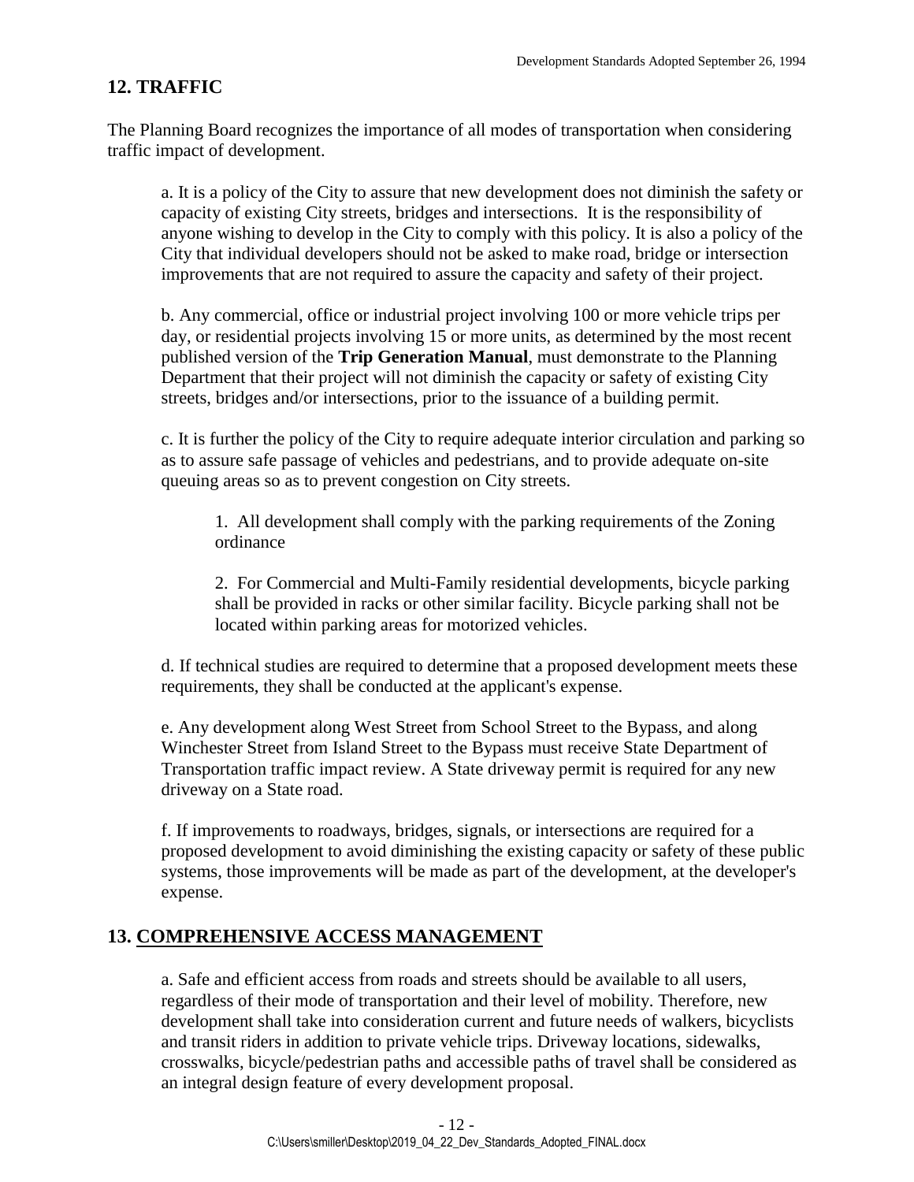## 12. TRAFFIC

The Planning Board recognizes the importance of all modes of transportation when considering traffic impact of development.

a. It is a policy of the City to assure that new development does not diminish the safety or capacity of existing City streets, bridges and intersections. It is the responsibility of anyone wishing to develop in the City to comply with this policy. It is also a policy of the City that individual developers should not be asked to make road, bridge or intersection improvements that are not required to assure the capacity and safety of their project.

b. Any commercial, office or industrial project involving 100 or more vehicle trips per day, or residential projects involving 15 or more units, as determined by the most recent published version of the **Trip Generation Manual**, must demonstrate to the Planning Department that their project will not diminish the capacity or safety of existing City streets, bridges and/or intersections, prior to the issuance of a building permit.

c. It is further the policy of the City to require adequate interior circulation and parking so as to assure safe passage of vehicles and pedestrians, and to provide adequate on-site queuing areas so as to prevent congestion on City streets.

1. All development shall comply with the parking requirements of the Zoning ordinance

2. For Commercial and Multi-Family residential developments, bicycle parking shall be provided in racks or other similar facility. Bicycle parking shall not be located within parking areas for motorized vehicles.

d. If technical studies are required to determine that a proposed development meets these requirements, they shall be conducted at the applicant's expense.

e. Any development along West Street from School Street to the Bypass, and along Winchester Street from Island Street to the Bypass must receive State Department of Transportation traffic impact review. A State driveway permit is required for any new driveway on a State road.

f. If improvements to roadways, bridges, signals, or intersections are required for a proposed development to avoid diminishing the existing capacity or safety of these public systems, those improvements will be made as part of the development, at the developer's expense.

## 13. COMPREHENSIVE ACCESS MANAGEMENT

a. Safe and efficient access from roads and streets should be available to all users, regardless of their mode of transportation and their level of mobility. Therefore, new development shall take into consideration current and future needs of walkers, bicyclists and transit riders in addition to private vehicle trips. Driveway locations, sidewalks, crosswalks, bicycle/pedestrian paths and accessible paths of travel shall be considered as an integral design feature of every development proposal.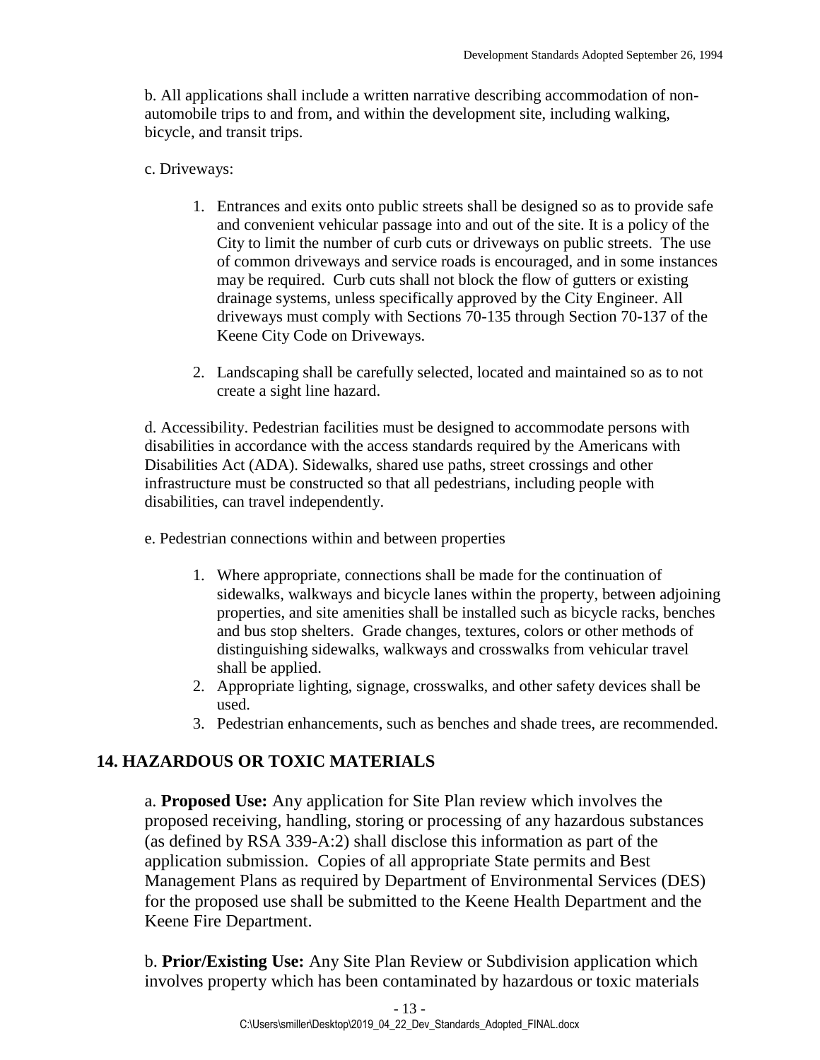b. All applications shall include a written narrative describing accommodation of non-automobile trips to and from, and within the development site, including walking, bicycle, and transit trips.

c. Driveways:

1. Entrances and exits onto public streets shall be designed so as to provide safe and convenient vehicular passage into and out of the site. It is a policy of the City to limit the number of curb cuts or driveways on public streets. The use of common driveways and service roads is encouraged, and in some instances may be required. Curb cuts shall not block the flow of gutters or existing drainage systems, unless specifically approved by the City Engineer. All driveways must comply with Sections 70-135 through Section 70-137 of the Keene City Code on Driveways.

2. Landscaping shall be carefully selected, located and maintained so as to not create a sight line hazard.

d. Accessibility. Pedestrian facilities must be designed to accommodate persons with disabilities in accordance with the access standards required by the Americans with Disabilities Act (ADA). Sidewalks, shared use paths, street crossings and other infrastructure must be constructed so that all pedestrians, including people with disabilities, can travel independently.

e. Pedestrian connections within and between properties

1. Where appropriate, connections shall be made for the continuation of sidewalks, walkways and bicycle lanes within the property, between adjoining properties, and site amenities shall be installed such as bicycle racks, benches and bus stop shelters. Grade changes, textures, colors or other methods of distinguishing sidewalks, walkways and crosswalks from vehicular travel shall be applied.
2. Appropriate lighting, signage, crosswalks, and other safety devices shall be used.
3. Pedestrian enhancements, such as benches and shade trees, are recommended.

## 14. HAZARDOUS OR TOXIC MATERIALS

a. **Proposed Use:** Any application for Site Plan review which involves the proposed receiving, handling, storing or processing of any hazardous substances (as defined by RSA 339-A:2) shall disclose this information as part of the application submission. Copies of all appropriate State permits and Best Management Plans as required by Department of Environmental Services (DES) for the proposed use shall be submitted to the Keene Health Department and the Keene Fire Department.

b. **Prior/Existing Use:** Any Site Plan Review or Subdivision application which involves property which has been contaminated by hazardous or toxic materials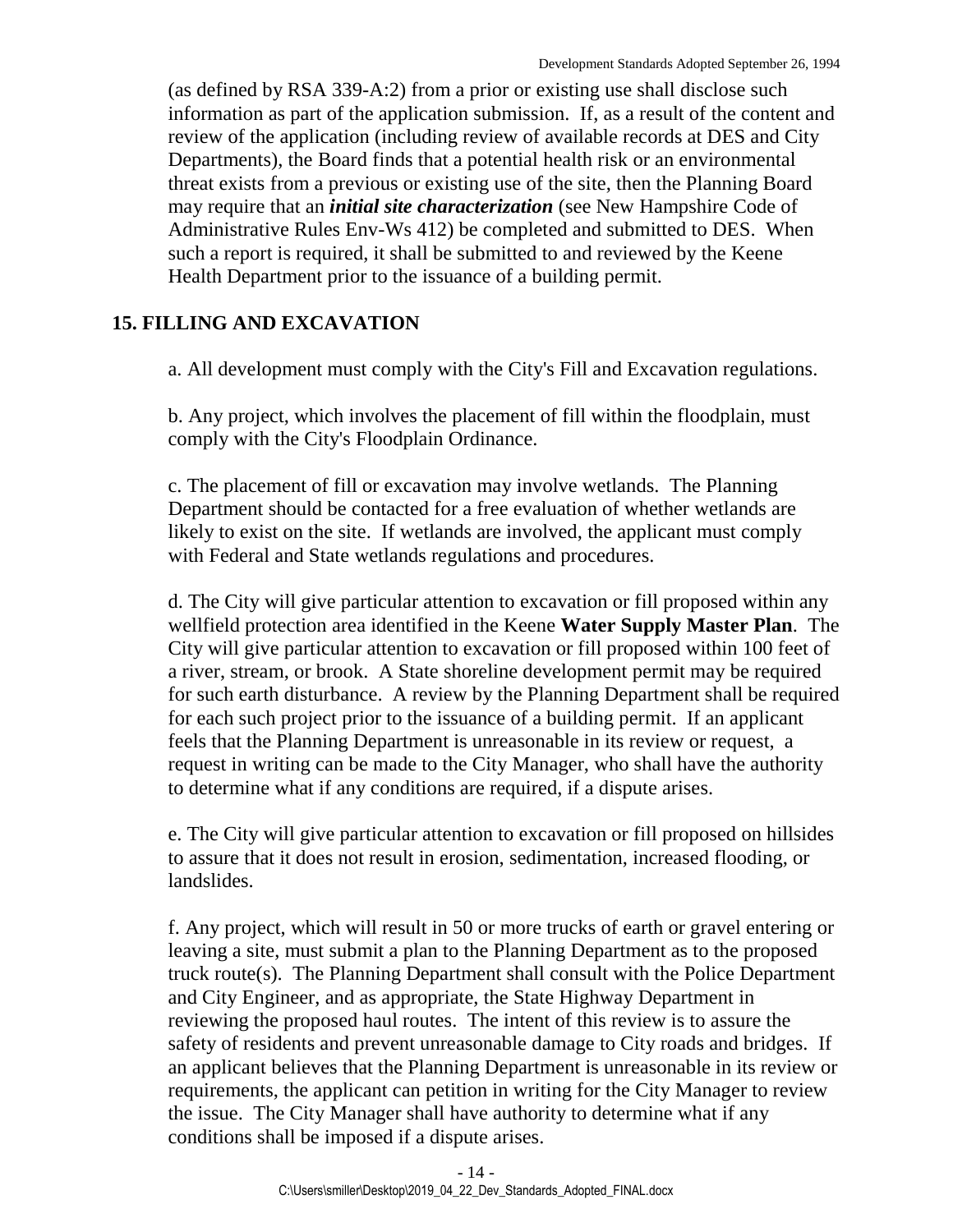(as defined by RSA 339-A:2) from a prior or existing use shall disclose such information as part of the application submission. If, as a result of the content and review of the application (including review of available records at DES and City Departments), the Board finds that a potential health risk or an environmental threat exists from a previous or existing use of the site, then the Planning Board may require that an ***initial site characterization*** (see New Hampshire Code of Administrative Rules Env-Ws 412) be completed and submitted to DES. When such a report is required, it shall be submitted to and reviewed by the Keene Health Department prior to the issuance of a building permit.

## 15. FILLING AND EXCAVATION

a. All development must comply with the City's Fill and Excavation regulations.

b. Any project, which involves the placement of fill within the floodplain, must comply with the City's Floodplain Ordinance.

c. The placement of fill or excavation may involve wetlands. The Planning Department should be contacted for a free evaluation of whether wetlands are likely to exist on the site. If wetlands are involved, the applicant must comply with Federal and State wetlands regulations and procedures.

d. The City will give particular attention to excavation or fill proposed within any wellfield protection area identified in the Keene **Water Supply Master Plan**. The City will give particular attention to excavation or fill proposed within 100 feet of a river, stream, or brook. A State shoreline development permit may be required for such earth disturbance. A review by the Planning Department shall be required for each such project prior to the issuance of a building permit. If an applicant feels that the Planning Department is unreasonable in its review or request, a request in writing can be made to the City Manager, who shall have the authority to determine what if any conditions are required, if a dispute arises.

e. The City will give particular attention to excavation or fill proposed on hillsides to assure that it does not result in erosion, sedimentation, increased flooding, or landslides.

f. Any project, which will result in 50 or more trucks of earth or gravel entering or leaving a site, must submit a plan to the Planning Department as to the proposed truck route(s). The Planning Department shall consult with the Police Department and City Engineer, and as appropriate, the State Highway Department in reviewing the proposed haul routes. The intent of this review is to assure the safety of residents and prevent unreasonable damage to City roads and bridges. If an applicant believes that the Planning Department is unreasonable in its review or requirements, the applicant can petition in writing for the City Manager to review the issue. The City Manager shall have authority to determine what if any conditions shall be imposed if a dispute arises.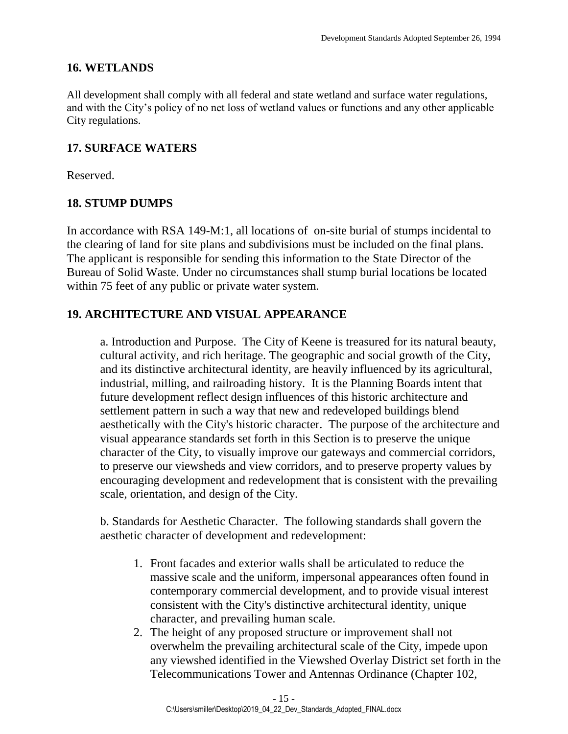## 16. WETLANDS

All development shall comply with all federal and state wetland and surface water regulations, and with the City's policy of no net loss of wetland values or functions and any other applicable City regulations.

## 17. SURFACE WATERS

Reserved.

## 18. STUMP DUMPS

In accordance with RSA 149-M:1, all locations of on-site burial of stumps incidental to the clearing of land for site plans and subdivisions must be included on the final plans. The applicant is responsible for sending this information to the State Director of the Bureau of Solid Waste. Under no circumstances shall stump burial locations be located within 75 feet of any public or private water system.

## 19. ARCHITECTURE AND VISUAL APPEARANCE

a. Introduction and Purpose. The City of Keene is treasured for its natural beauty, cultural activity, and rich heritage. The geographic and social growth of the City, and its distinctive architectural identity, are heavily influenced by its agricultural, industrial, milling, and railroading history. It is the Planning Boards intent that future development reflect design influences of this historic architecture and settlement pattern in such a way that new and redeveloped buildings blend aesthetically with the City's historic character. The purpose of the architecture and visual appearance standards set forth in this Section is to preserve the unique character of the City, to visually improve our gateways and commercial corridors, to preserve our viewsheds and view corridors, and to preserve property values by encouraging development and redevelopment that is consistent with the prevailing scale, orientation, and design of the City.

b. Standards for Aesthetic Character. The following standards shall govern the aesthetic character of development and redevelopment:

1. Front facades and exterior walls shall be articulated to reduce the massive scale and the uniform, impersonal appearances often found in contemporary commercial development, and to provide visual interest consistent with the City's distinctive architectural identity, unique character, and prevailing human scale.
2. The height of any proposed structure or improvement shall not overwhelm the prevailing architectural scale of the City, impede upon any viewshed identified in the Viewshed Overlay District set forth in the Telecommunications Tower and Antennas Ordinance (Chapter 102,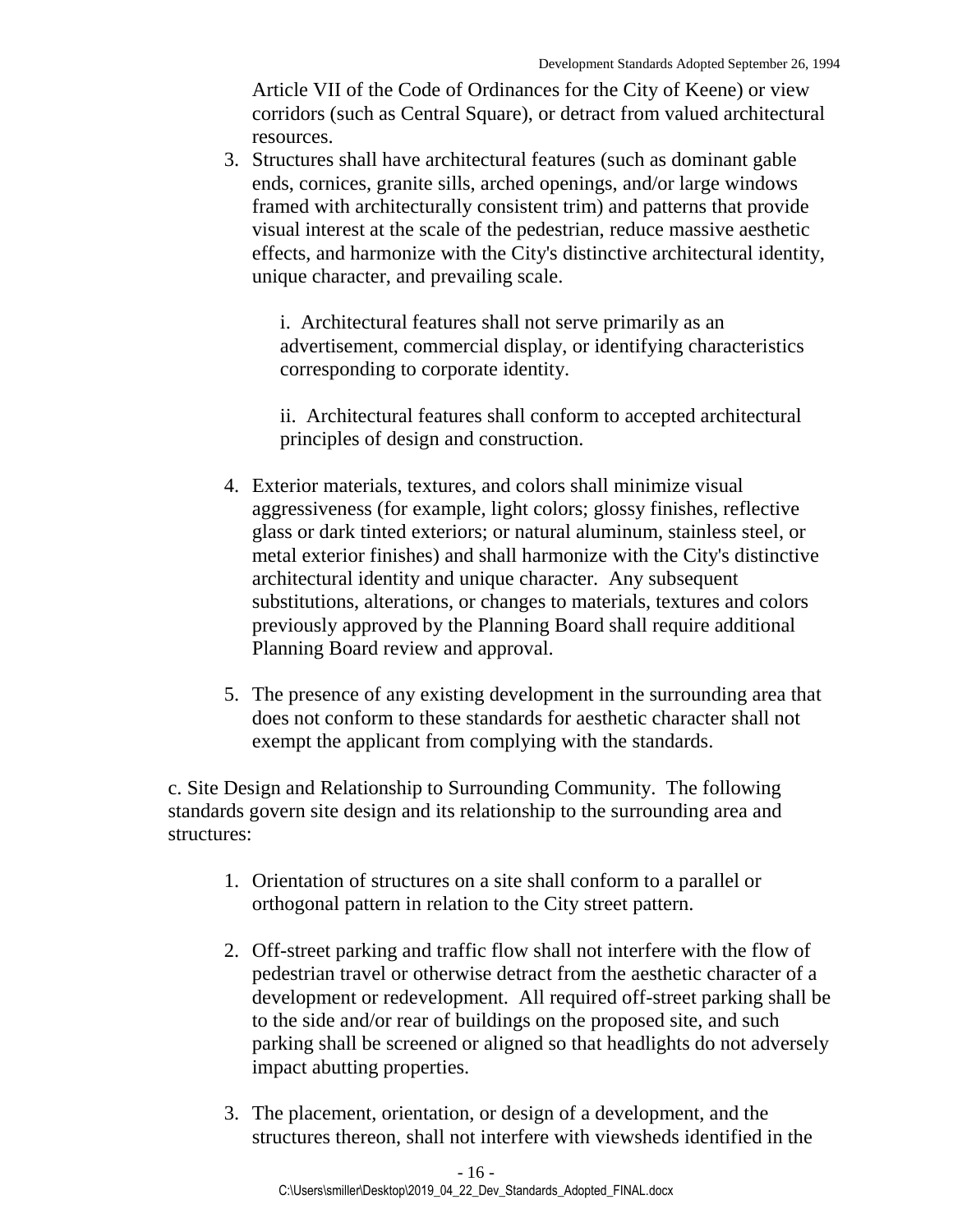Article VII of the Code of Ordinances for the City of Keene) or view corridors (such as Central Square), or detract from valued architectural resources.

3. Structures shall have architectural features (such as dominant gable ends, cornices, granite sills, arched openings, and/or large windows framed with architecturally consistent trim) and patterns that provide visual interest at the scale of the pedestrian, reduce massive aesthetic effects, and harmonize with the City's distinctive architectural identity, unique character, and prevailing scale.

   i. Architectural features shall not serve primarily as an advertisement, commercial display, or identifying characteristics corresponding to corporate identity.

   ii. Architectural features shall conform to accepted architectural principles of design and construction.

4. Exterior materials, textures, and colors shall minimize visual aggressiveness (for example, light colors; glossy finishes, reflective glass or dark tinted exteriors; or natural aluminum, stainless steel, or metal exterior finishes) and shall harmonize with the City's distinctive architectural identity and unique character. Any subsequent substitutions, alterations, or changes to materials, textures and colors previously approved by the Planning Board shall require additional Planning Board review and approval.

5. The presence of any existing development in the surrounding area that does not conform to these standards for aesthetic character shall not exempt the applicant from complying with the standards.

c. Site Design and Relationship to Surrounding Community. The following standards govern site design and its relationship to the surrounding area and structures:

1. Orientation of structures on a site shall conform to a parallel or orthogonal pattern in relation to the City street pattern.

2. Off-street parking and traffic flow shall not interfere with the flow of pedestrian travel or otherwise detract from the aesthetic character of a development or redevelopment. All required off-street parking shall be to the side and/or rear of buildings on the proposed site, and such parking shall be screened or aligned so that headlights do not adversely impact abutting properties.

3. The placement, orientation, or design of a development, and the structures thereon, shall not interfere with viewsheds identified in the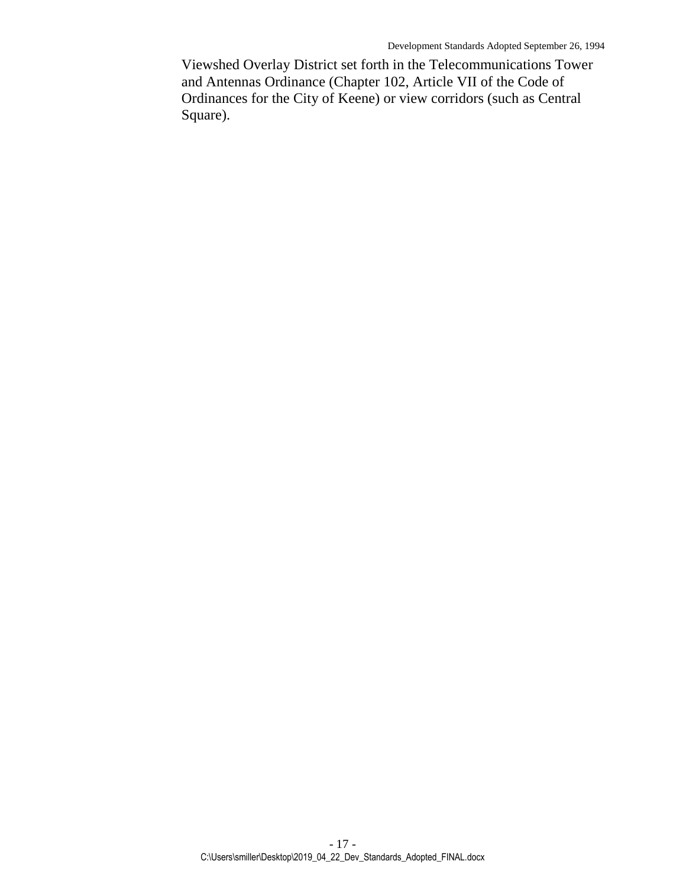Viewshed Overlay District set forth in the Telecommunications Tower and Antennas Ordinance (Chapter 102, Article VII of the Code of Ordinances for the City of Keene) or view corridors (such as Central Square).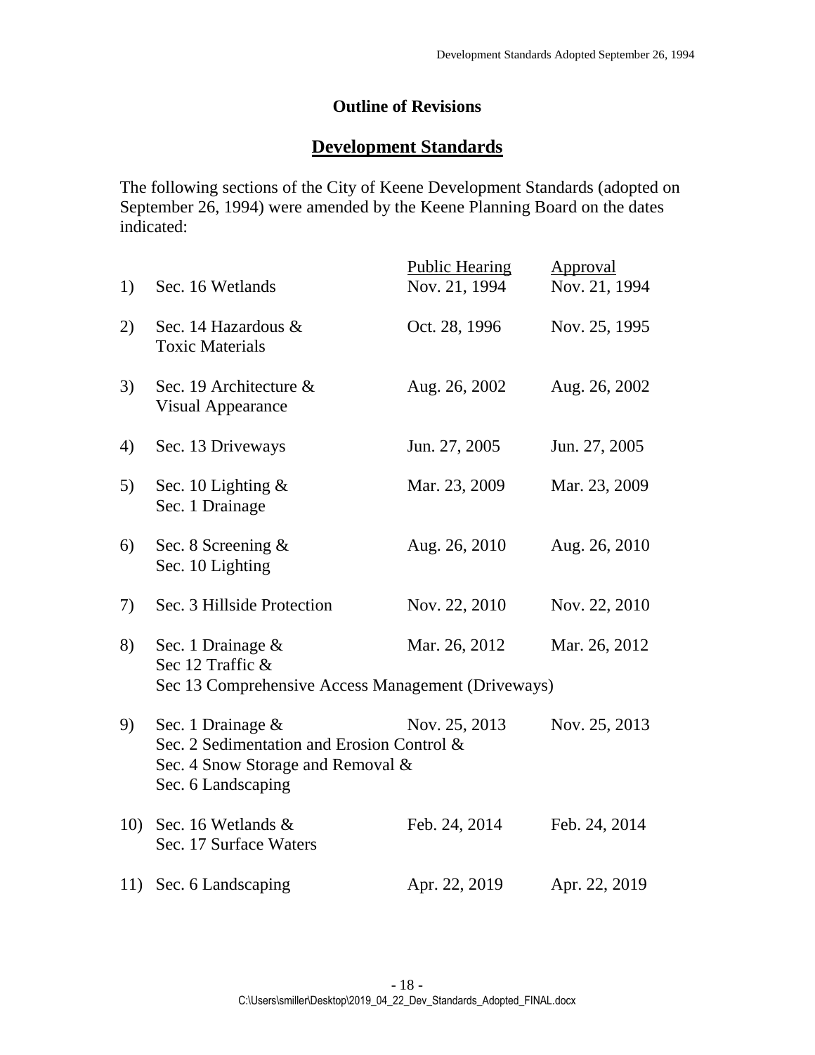## Outline of Revisions

## Development Standards

The following sections of the City of Keene Development Standards (adopted on September 26, 1994) were amended by the Keene Planning Board on the dates indicated:

| | | Public Hearing | Approval |
|---|---|---|---|
| 1) | Sec. 16 Wetlands | Nov. 21, 1994 | Nov. 21, 1994 |
| 2) | Sec. 14 Hazardous & Toxic Materials | Oct. 28, 1996 | Nov. 25, 1995 |
| 3) | Sec. 19 Architecture & Visual Appearance | Aug. 26, 2002 | Aug. 26, 2002 |
| 4) | Sec. 13 Driveways | Jun. 27, 2005 | Jun. 27, 2005 |
| 5) | Sec. 10 Lighting & Sec. 1 Drainage | Mar. 23, 2009 | Mar. 23, 2009 |
| 6) | Sec. 8 Screening & Sec. 10 Lighting | Aug. 26, 2010 | Aug. 26, 2010 |
| 7) | Sec. 3 Hillside Protection | Nov. 22, 2010 | Nov. 22, 2010 |
| 8) | Sec. 1 Drainage & Sec 12 Traffic & Sec 13 Comprehensive Access Management (Driveways) | Mar. 26, 2012 | Mar. 26, 2012 |
| 9) | Sec. 1 Drainage & Sec. 2 Sedimentation and Erosion Control & Sec. 4 Snow Storage and Removal & Sec. 6 Landscaping | Nov. 25, 2013 | Nov. 25, 2013 |
| 10) | Sec. 16 Wetlands & Sec. 17 Surface Waters | Feb. 24, 2014 | Feb. 24, 2014 |
| 11) | Sec. 6 Landscaping | Apr. 22, 2019 | Apr. 22, 2019 |